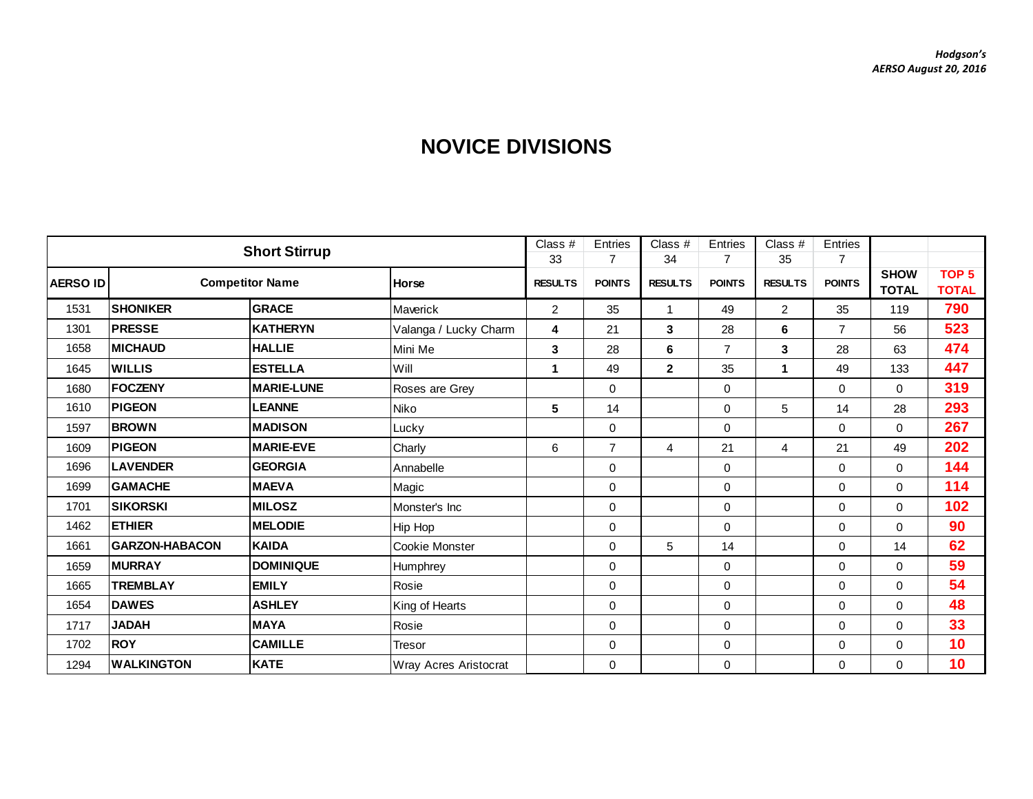*Hodgson's*
*AERSO August 20, 2016*

# NOVICE DIVISIONS

| Short Stirrup | | | Class # 33 | Entries 7 | Class # 34 | Entries 7 | Class # 35 | Entries 7 | | |
|---|---|---|---|---|---|---|---|---|---|---|
| AERSO ID | Competitor Name | | Horse | RESULTS | POINTS | RESULTS | POINTS | RESULTS | POINTS | SHOW TOTAL | TOP 5 TOTAL |
| 1531 | SHONIKER | GRACE | Maverick | 2 | 35 | 1 | 49 | 2 | 35 | 119 | 790 |
| 1301 | PRESSE | KATHERYN | Valanga / Lucky Charm | 4 | 21 | 3 | 28 | 6 | 7 | 56 | 523 |
| 1658 | MICHAUD | HALLIE | Mini Me | 3 | 28 | 6 | 7 | 3 | 28 | 63 | 474 |
| 1645 | WILLIS | ESTELLA | Will | 1 | 49 | 2 | 35 | 1 | 49 | 133 | 447 |
| 1680 | FOCZENY | MARIE-LUNE | Roses are Grey | | 0 | | 0 | | 0 | 0 | 319 |
| 1610 | PIGEON | LEANNE | Niko | 5 | 14 | | 0 | 5 | 14 | 28 | 293 |
| 1597 | BROWN | MADISON | Lucky | | 0 | | 0 | | 0 | 0 | 267 |
| 1609 | PIGEON | MARIE-EVE | Charly | 6 | 7 | 4 | 21 | 4 | 21 | 49 | 202 |
| 1696 | LAVENDER | GEORGIA | Annabelle | | 0 | | 0 | | 0 | 0 | 144 |
| 1699 | GAMACHE | MAEVA | Magic | | 0 | | 0 | | 0 | 0 | 114 |
| 1701 | SIKORSKI | MILOSZ | Monster's Inc | | 0 | | 0 | | 0 | 0 | 102 |
| 1462 | ETHIER | MELODIE | Hip Hop | | 0 | | 0 | | 0 | 0 | 90 |
| 1661 | GARZON-HABACON | KAIDA | Cookie Monster | | 0 | 5 | 14 | | 0 | 14 | 62 |
| 1659 | MURRAY | DOMINIQUE | Humphrey | | 0 | | 0 | | 0 | 0 | 59 |
| 1665 | TREMBLAY | EMILY | Rosie | | 0 | | 0 | | 0 | 0 | 54 |
| 1654 | DAWES | ASHLEY | King of Hearts | | 0 | | 0 | | 0 | 0 | 48 |
| 1717 | JADAH | MAYA | Rosie | | 0 | | 0 | | 0 | 0 | 33 |
| 1702 | ROY | CAMILLE | Tresor | | 0 | | 0 | | 0 | 0 | 10 |
| 1294 | WALKINGTON | KATE | Wray Acres Aristocrat | | 0 | | 0 | | 0 | 0 | 10 |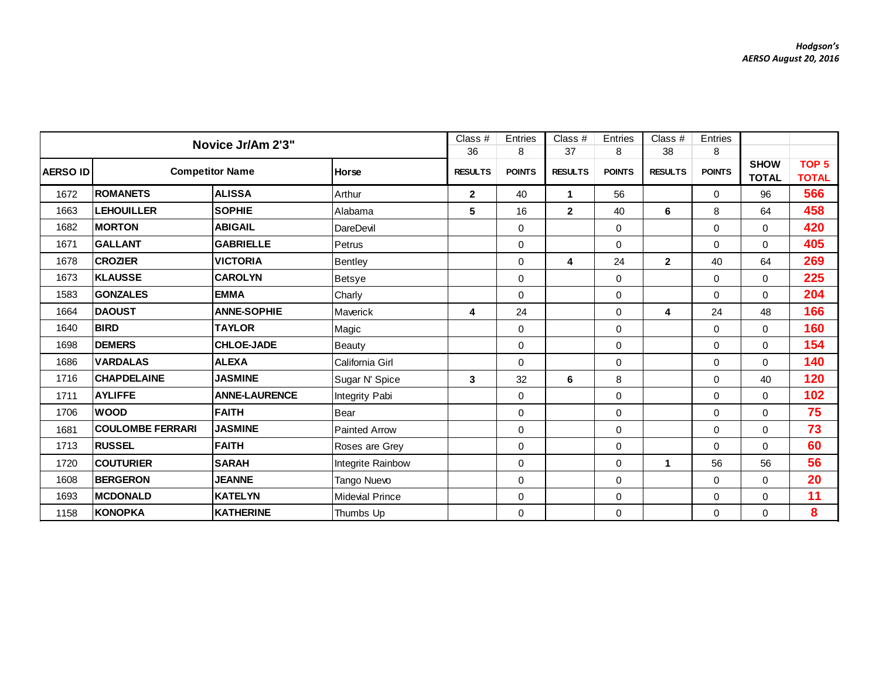*Hodgson's*
*AERSO August 20, 2016*

| Novice Jr/Am 2'3" | | | | Class # | Entries | Class # | Entries | Class # | Entries | | |
|---|---|---|---|---|---|---|---|---|---|---|---|
| | | | | 36 | 8 | 37 | 8 | 38 | 8 | | |
| **AERSO ID** | **Competitor Name** | | **Horse** | **RESULTS** | **POINTS** | **RESULTS** | **POINTS** | **RESULTS** | **POINTS** | **SHOW TOTAL** | **TOP 5 TOTAL** |
| 1672 | **ROMANETS** | **ALISSA** | Arthur | **2** | 40 | **1** | 56 | | 0 | 96 | **566** |
| 1663 | **LEHOUILLER** | **SOPHIE** | Alabama | **5** | 16 | **2** | 40 | **6** | 8 | 64 | **458** |
| 1682 | **MORTON** | **ABIGAIL** | DareDevil | | 0 | | 0 | | 0 | 0 | **420** |
| 1671 | **GALLANT** | **GABRIELLE** | Petrus | | 0 | | 0 | | 0 | 0 | **405** |
| 1678 | **CROZIER** | **VICTORIA** | Bentley | | 0 | **4** | 24 | **2** | 40 | 64 | **269** |
| 1673 | **KLAUSSE** | **CAROLYN** | Betsye | | 0 | | 0 | | 0 | 0 | **225** |
| 1583 | **GONZALES** | **EMMA** | Charly | | 0 | | 0 | | 0 | 0 | **204** |
| 1664 | **DAOUST** | **ANNE-SOPHIE** | Maverick | **4** | 24 | | 0 | **4** | 24 | 48 | **166** |
| 1640 | **BIRD** | **TAYLOR** | Magic | | 0 | | 0 | | 0 | 0 | **160** |
| 1698 | **DEMERS** | **CHLOE-JADE** | Beauty | | 0 | | 0 | | 0 | 0 | **154** |
| 1686 | **VARDALAS** | **ALEXA** | California Girl | | 0 | | 0 | | 0 | 0 | **140** |
| 1716 | **CHAPDELAINE** | **JASMINE** | Sugar N' Spice | **3** | 32 | **6** | 8 | | 0 | 40 | **120** |
| 1711 | **AYLIFFE** | **ANNE-LAURENCE** | Integrity Pabi | | 0 | | 0 | | 0 | 0 | **102** |
| 1706 | **WOOD** | **FAITH** | Bear | | 0 | | 0 | | 0 | 0 | **75** |
| 1681 | **COULOMBE FERRARI** | **JASMINE** | Painted Arrow | | 0 | | 0 | | 0 | 0 | **73** |
| 1713 | **RUSSEL** | **FAITH** | Roses are Grey | | 0 | | 0 | | 0 | 0 | **60** |
| 1720 | **COUTURIER** | **SARAH** | Integrite Rainbow | | 0 | | 0 | **1** | 56 | 56 | **56** |
| 1608 | **BERGERON** | **JEANNE** | Tango Nuevo | | 0 | | 0 | | 0 | 0 | **20** |
| 1693 | **MCDONALD** | **KATELYN** | Midevial Prince | | 0 | | 0 | | 0 | 0 | **11** |
| 1158 | **KONOPKA** | **KATHERINE** | Thumbs Up | | 0 | | 0 | | 0 | 0 | **8** |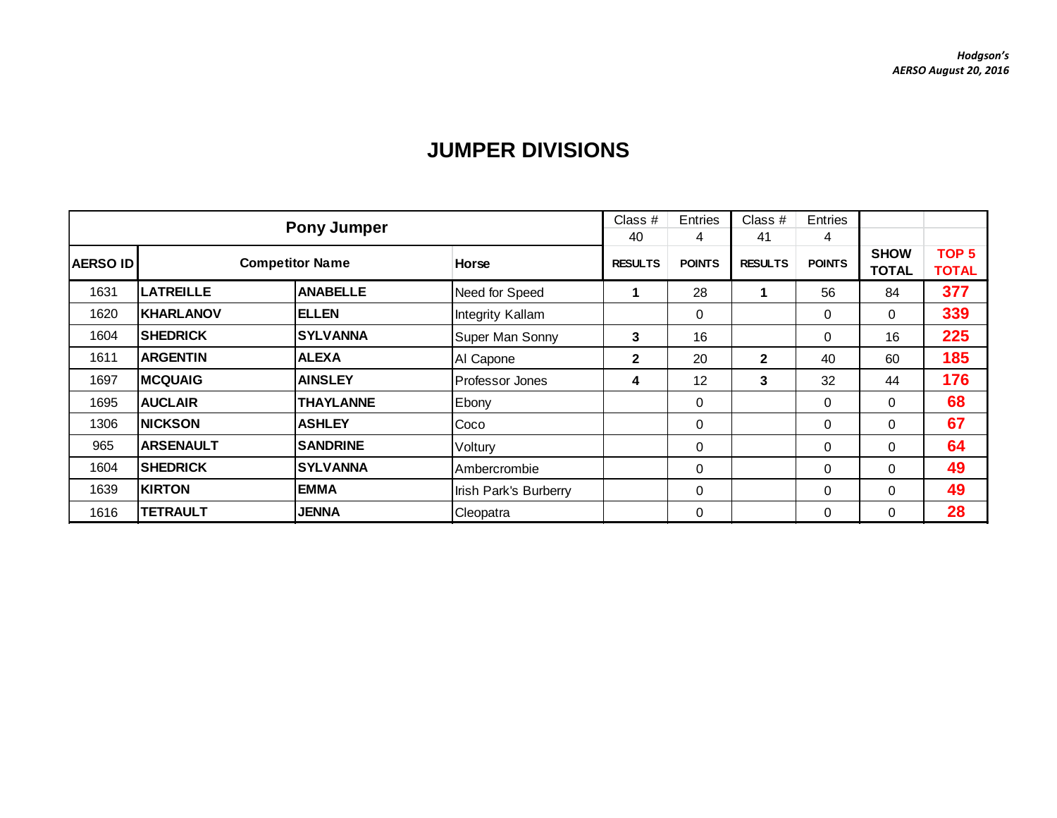*Hodgson's*
*AERSO August 20, 2016*

# JUMPER DIVISIONS

| Pony Jumper | | | | Class # 40 | Entries 4 | Class # 41 | Entries 4 | | |
|---|---|---|---|---|---|---|---|---|---|
| **AERSO ID** | **Competitor Name** | | **Horse** | **RESULTS** | **POINTS** | **RESULTS** | **POINTS** | **SHOW TOTAL** | **TOP 5 TOTAL** |
| 1631 | **LATREILLE** | **ANABELLE** | Need for Speed | **1** | 28 | **1** | 56 | 84 | **377** |
| 1620 | **KHARLANOV** | **ELLEN** | Integrity Kallam | | 0 | | 0 | 0 | **339** |
| 1604 | **SHEDRICK** | **SYLVANNA** | Super Man Sonny | **3** | 16 | | 0 | 16 | **225** |
| 1611 | **ARGENTIN** | **ALEXA** | Al Capone | **2** | 20 | **2** | 40 | 60 | **185** |
| 1697 | **MCQUAIG** | **AINSLEY** | Professor Jones | **4** | 12 | **3** | 32 | 44 | **176** |
| 1695 | **AUCLAIR** | **THAYLANNE** | Ebony | | 0 | | 0 | 0 | **68** |
| 1306 | **NICKSON** | **ASHLEY** | Coco | | 0 | | 0 | 0 | **67** |
| 965 | **ARSENAULT** | **SANDRINE** | Voltury | | 0 | | 0 | 0 | **64** |
| 1604 | **SHEDRICK** | **SYLVANNA** | Ambercrombie | | 0 | | 0 | 0 | **49** |
| 1639 | **KIRTON** | **EMMA** | Irish Park's Burberry | | 0 | | 0 | 0 | **49** |
| 1616 | **TETRAULT** | **JENNA** | Cleopatra | | 0 | | 0 | 0 | **28** |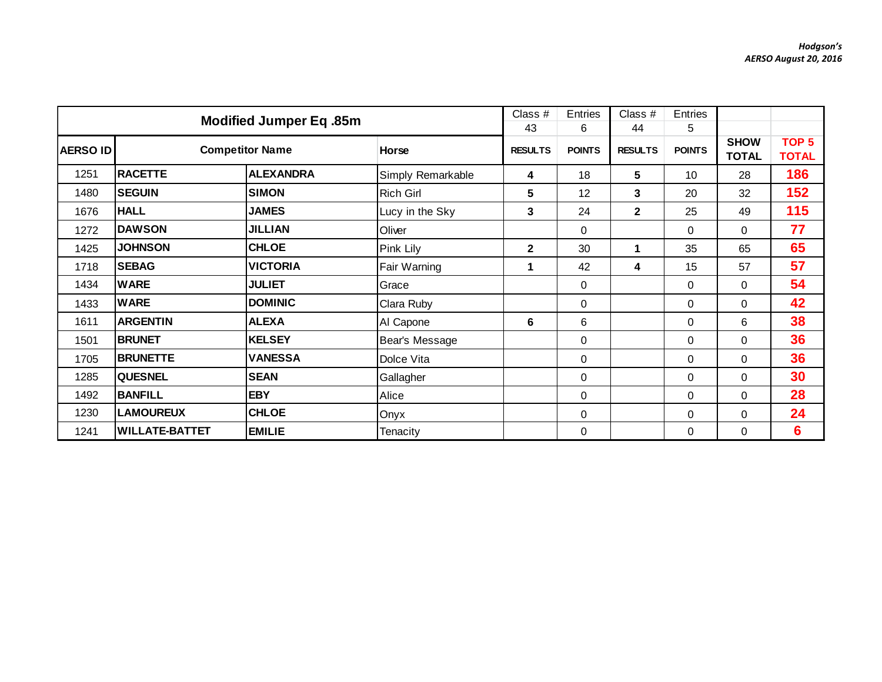*Hodgson's*
*AERSO August 20, 2016*

| Modified Jumper Eq .85m | | | | Class # 43 | Entries 6 | Class # 44 | Entries 5 | | |
|---|---|---|---|---|---|---|---|---|---|
| **AERSO ID** | **Competitor Name** | | **Horse** | **RESULTS** | **POINTS** | **RESULTS** | **POINTS** | **SHOW TOTAL** | **TOP 5 TOTAL** |
| 1251 | **RACETTE** | **ALEXANDRA** | Simply Remarkable | **4** | 18 | **5** | 10 | 28 | **186** |
| 1480 | **SEGUIN** | **SIMON** | Rich Girl | **5** | 12 | **3** | 20 | 32 | **152** |
| 1676 | **HALL** | **JAMES** | Lucy in the Sky | **3** | 24 | **2** | 25 | 49 | **115** |
| 1272 | **DAWSON** | **JILLIAN** | Oliver | | 0 | | 0 | 0 | **77** |
| 1425 | **JOHNSON** | **CHLOE** | Pink Lily | **2** | 30 | **1** | 35 | 65 | **65** |
| 1718 | **SEBAG** | **VICTORIA** | Fair Warning | **1** | 42 | **4** | 15 | 57 | **57** |
| 1434 | **WARE** | **JULIET** | Grace | | 0 | | 0 | 0 | **54** |
| 1433 | **WARE** | **DOMINIC** | Clara Ruby | | 0 | | 0 | 0 | **42** |
| 1611 | **ARGENTIN** | **ALEXA** | Al Capone | **6** | 6 | | 0 | 6 | **38** |
| 1501 | **BRUNET** | **KELSEY** | Bear's Message | | 0 | | 0 | 0 | **36** |
| 1705 | **BRUNETTE** | **VANESSA** | Dolce Vita | | 0 | | 0 | 0 | **36** |
| 1285 | **QUESNEL** | **SEAN** | Gallagher | | 0 | | 0 | 0 | **30** |
| 1492 | **BANFILL** | **EBY** | Alice | | 0 | | 0 | 0 | **28** |
| 1230 | **LAMOUREUX** | **CHLOE** | Onyx | | 0 | | 0 | 0 | **24** |
| 1241 | **WILLATE-BATTET** | **EMILIE** | Tenacity | | 0 | | 0 | 0 | **6** |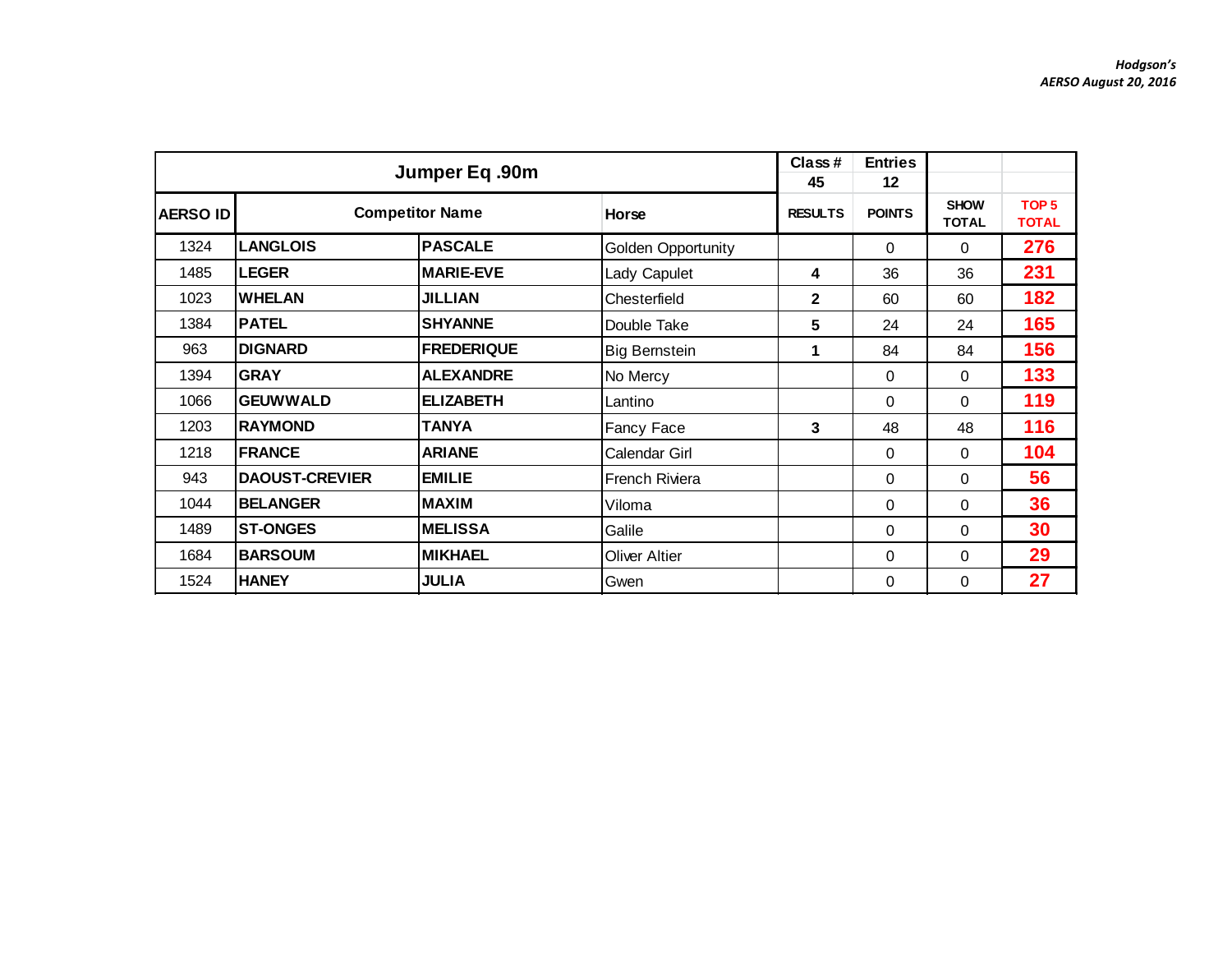*Hodgson's*
*AERSO August 20, 2016*

| Jumper Eq .90m | | | | Class # 45 | Entries 12 | | |
|---|---|---|---|---|---|---|---|
| **AERSO ID** | **Competitor Name** | | **Horse** | **RESULTS** | **POINTS** | **SHOW TOTAL** | **TOP 5 TOTAL** |
| 1324 | **LANGLOIS** | **PASCALE** | Golden Opportunity | | 0 | 0 | **276** |
| 1485 | **LEGER** | **MARIE-EVE** | Lady Capulet | **4** | 36 | 36 | **231** |
| 1023 | **WHELAN** | **JILLIAN** | Chesterfield | **2** | 60 | 60 | **182** |
| 1384 | **PATEL** | **SHYANNE** | Double Take | **5** | 24 | 24 | **165** |
| 963 | **DIGNARD** | **FREDERIQUE** | Big Bernstein | **1** | 84 | 84 | **156** |
| 1394 | **GRAY** | **ALEXANDRE** | No Mercy | | 0 | 0 | **133** |
| 1066 | **GEUWWALD** | **ELIZABETH** | Lantino | | 0 | 0 | **119** |
| 1203 | **RAYMOND** | **TANYA** | Fancy Face | **3** | 48 | 48 | **116** |
| 1218 | **FRANCE** | **ARIANE** | Calendar Girl | | 0 | 0 | **104** |
| 943 | **DAOUST-CREVIER** | **EMILIE** | French Riviera | | 0 | 0 | **56** |
| 1044 | **BELANGER** | **MAXIM** | Viloma | | 0 | 0 | **36** |
| 1489 | **ST-ONGES** | **MELISSA** | Galile | | 0 | 0 | **30** |
| 1684 | **BARSOUM** | **MIKHAEL** | Oliver Altier | | 0 | 0 | **29** |
| 1524 | **HANEY** | **JULIA** | Gwen | | 0 | 0 | **27** |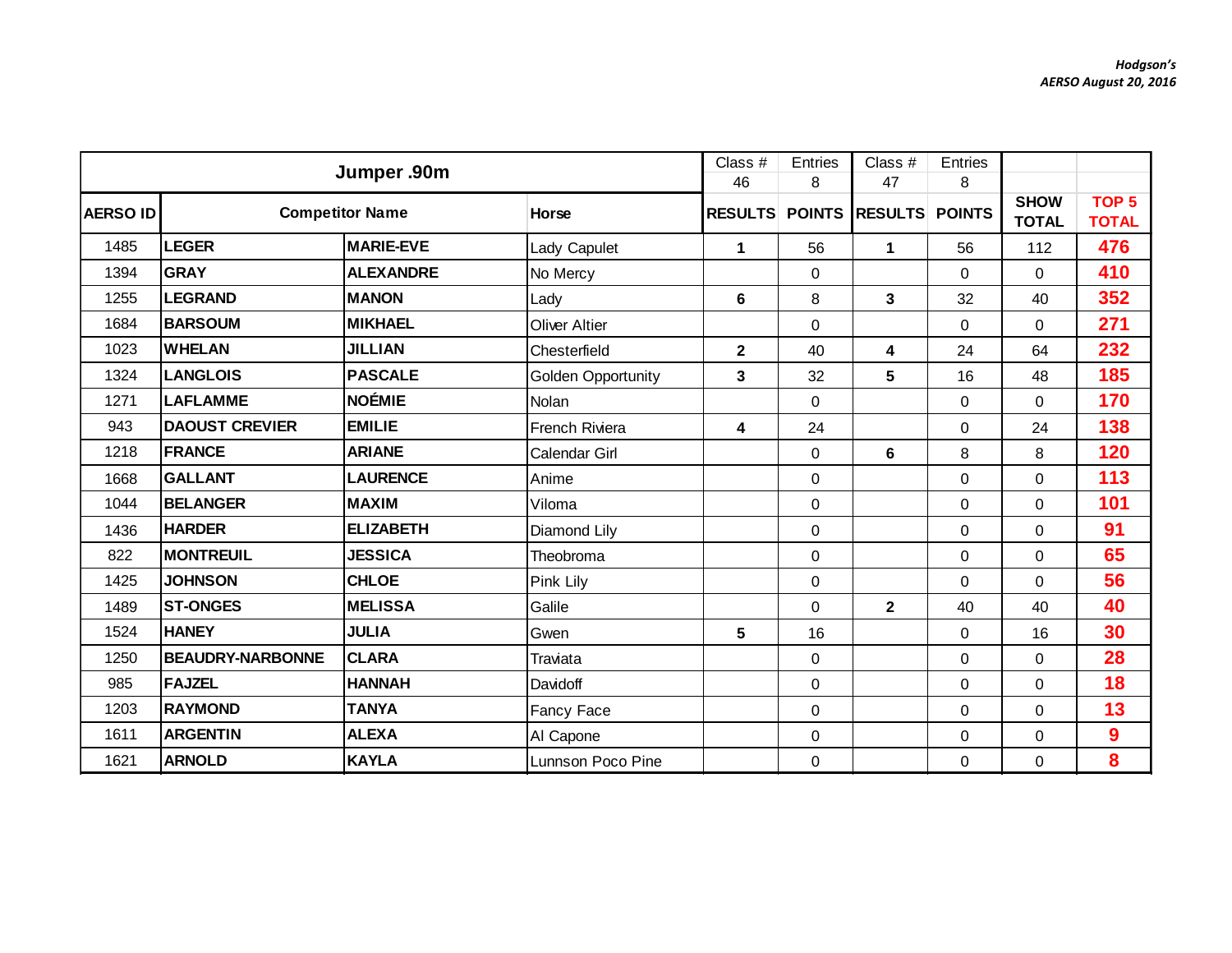*Hodgson's*
*AERSO August 20, 2016*

| Jumper .90m | | | | Class # 46 | Entries 8 | Class # 47 | Entries 8 | | |
|---|---|---|---|---|---|---|---|---|---|
| AERSO ID | Competitor Name | | Horse | RESULTS | POINTS | RESULTS | POINTS | SHOW TOTAL | TOP 5 TOTAL |
| 1485 | LEGER | MARIE-EVE | Lady Capulet | 1 | 56 | 1 | 56 | 112 | 476 |
| 1394 | GRAY | ALEXANDRE | No Mercy | | 0 | | 0 | 0 | 410 |
| 1255 | LEGRAND | MANON | Lady | 6 | 8 | 3 | 32 | 40 | 352 |
| 1684 | BARSOUM | MIKHAEL | Oliver Altier | | 0 | | 0 | 0 | 271 |
| 1023 | WHELAN | JILLIAN | Chesterfield | 2 | 40 | 4 | 24 | 64 | 232 |
| 1324 | LANGLOIS | PASCALE | Golden Opportunity | 3 | 32 | 5 | 16 | 48 | 185 |
| 1271 | LAFLAMME | NOÉMIE | Nolan | | 0 | | 0 | 0 | 170 |
| 943 | DAOUST CREVIER | EMILIE | French Riviera | 4 | 24 | | 0 | 24 | 138 |
| 1218 | FRANCE | ARIANE | Calendar Girl | | 0 | 6 | 8 | 8 | 120 |
| 1668 | GALLANT | LAURENCE | Anime | | 0 | | 0 | 0 | 113 |
| 1044 | BELANGER | MAXIM | Viloma | | 0 | | 0 | 0 | 101 |
| 1436 | HARDER | ELIZABETH | Diamond Lily | | 0 | | 0 | 0 | 91 |
| 822 | MONTREUIL | JESSICA | Theobroma | | 0 | | 0 | 0 | 65 |
| 1425 | JOHNSON | CHLOE | Pink Lily | | 0 | | 0 | 0 | 56 |
| 1489 | ST-ONGES | MELISSA | Galile | | 0 | 2 | 40 | 40 | 40 |
| 1524 | HANEY | JULIA | Gwen | 5 | 16 | | 0 | 16 | 30 |
| 1250 | BEAUDRY-NARBONNE | CLARA | Traviata | | 0 | | 0 | 0 | 28 |
| 985 | FAJZEL | HANNAH | Davidoff | | 0 | | 0 | 0 | 18 |
| 1203 | RAYMOND | TANYA | Fancy Face | | 0 | | 0 | 0 | 13 |
| 1611 | ARGENTIN | ALEXA | Al Capone | | 0 | | 0 | 0 | 9 |
| 1621 | ARNOLD | KAYLA | Lunnson Poco Pine | | 0 | | 0 | 0 | 8 |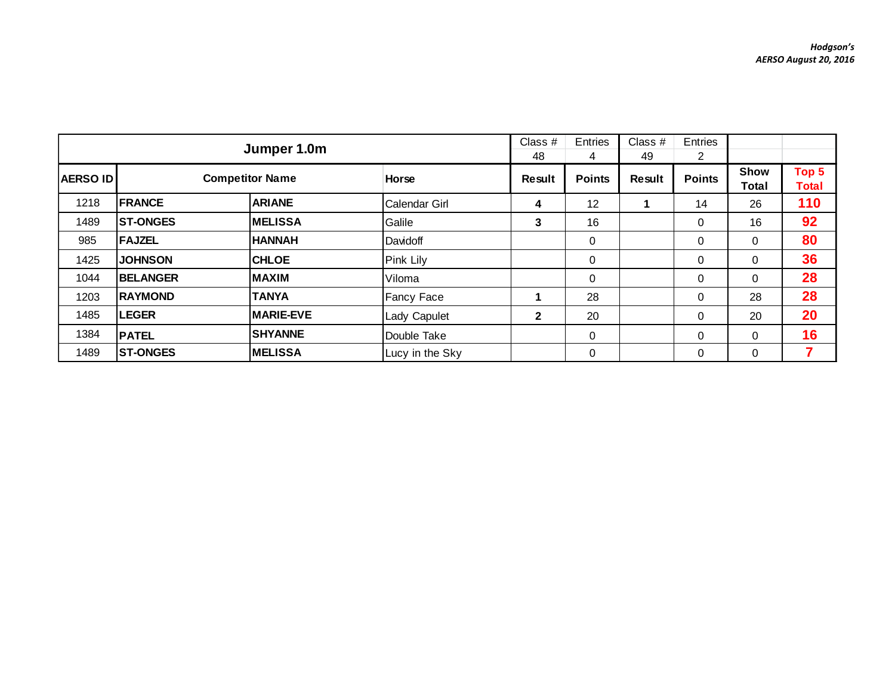*Hodgson's*
*AERSO August 20, 2016*

| Jumper 1.0m | | | | Class # 48 | Entries 4 | Class # 49 | Entries 2 | | |
|---|---|---|---|---|---|---|---|---|---|
| **AERSO ID** | **Competitor Name** | | **Horse** | **Result** | **Points** | **Result** | **Points** | **Show Total** | **Top 5 Total** |
| 1218 | **FRANCE** | **ARIANE** | Calendar Girl | **4** | 12 | **1** | 14 | 26 | **110** |
| 1489 | **ST-ONGES** | **MELISSA** | Galile | **3** | 16 | | 0 | 16 | **92** |
| 985 | **FAJZEL** | **HANNAH** | Davidoff | | 0 | | 0 | 0 | **80** |
| 1425 | **JOHNSON** | **CHLOE** | Pink Lily | | 0 | | 0 | 0 | **36** |
| 1044 | **BELANGER** | **MAXIM** | Viloma | | 0 | | 0 | 0 | **28** |
| 1203 | **RAYMOND** | **TANYA** | Fancy Face | **1** | 28 | | 0 | 28 | **28** |
| 1485 | **LEGER** | **MARIE-EVE** | Lady Capulet | **2** | 20 | | 0 | 20 | **20** |
| 1384 | **PATEL** | **SHYANNE** | Double Take | | 0 | | 0 | 0 | **16** |
| 1489 | **ST-ONGES** | **MELISSA** | Lucy in the Sky | | 0 | | 0 | 0 | **7** |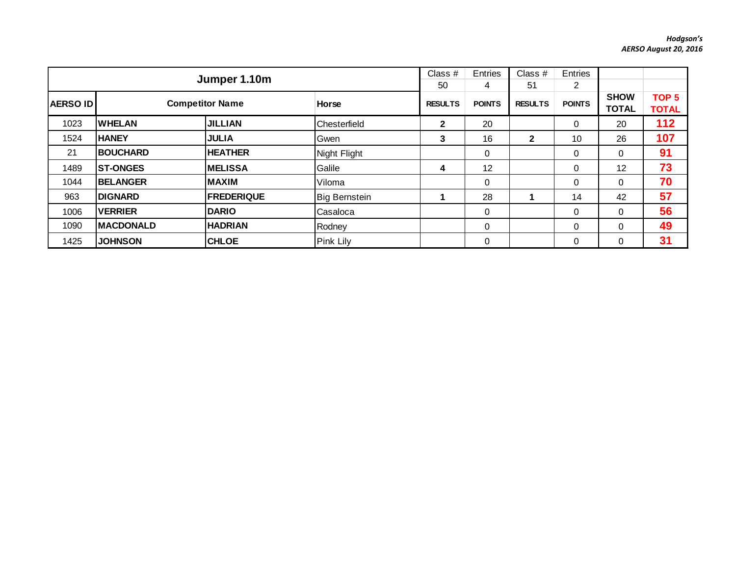*Hodgson's*
*AERSO August 20, 2016*

| Jumper 1.10m | | | | Class # 50 | Entries 4 | Class # 51 | Entries 2 | | |
|---|---|---|---|---|---|---|---|---|---|
| **AERSO ID** | **Competitor Name** | | **Horse** | **RESULTS** | **POINTS** | **RESULTS** | **POINTS** | **SHOW TOTAL** | **TOP 5 TOTAL** |
| 1023 | **WHELAN** | **JILLIAN** | Chesterfield | **2** | 20 | | 0 | 20 | **112** |
| 1524 | **HANEY** | **JULIA** | Gwen | **3** | 16 | **2** | 10 | 26 | **107** |
| 21 | **BOUCHARD** | **HEATHER** | Night Flight | | 0 | | 0 | 0 | **91** |
| 1489 | **ST-ONGES** | **MELISSA** | Galile | **4** | 12 | | 0 | 12 | **73** |
| 1044 | **BELANGER** | **MAXIM** | Viloma | | 0 | | 0 | 0 | **70** |
| 963 | **DIGNARD** | **FREDERIQUE** | Big Bernstein | **1** | 28 | **1** | 14 | 42 | **57** |
| 1006 | **VERRIER** | **DARIO** | Casaloca | | 0 | | 0 | 0 | **56** |
| 1090 | **MACDONALD** | **HADRIAN** | Rodney | | 0 | | 0 | 0 | **49** |
| 1425 | **JOHNSON** | **CHLOE** | Pink Lily | | 0 | | 0 | 0 | **31** |